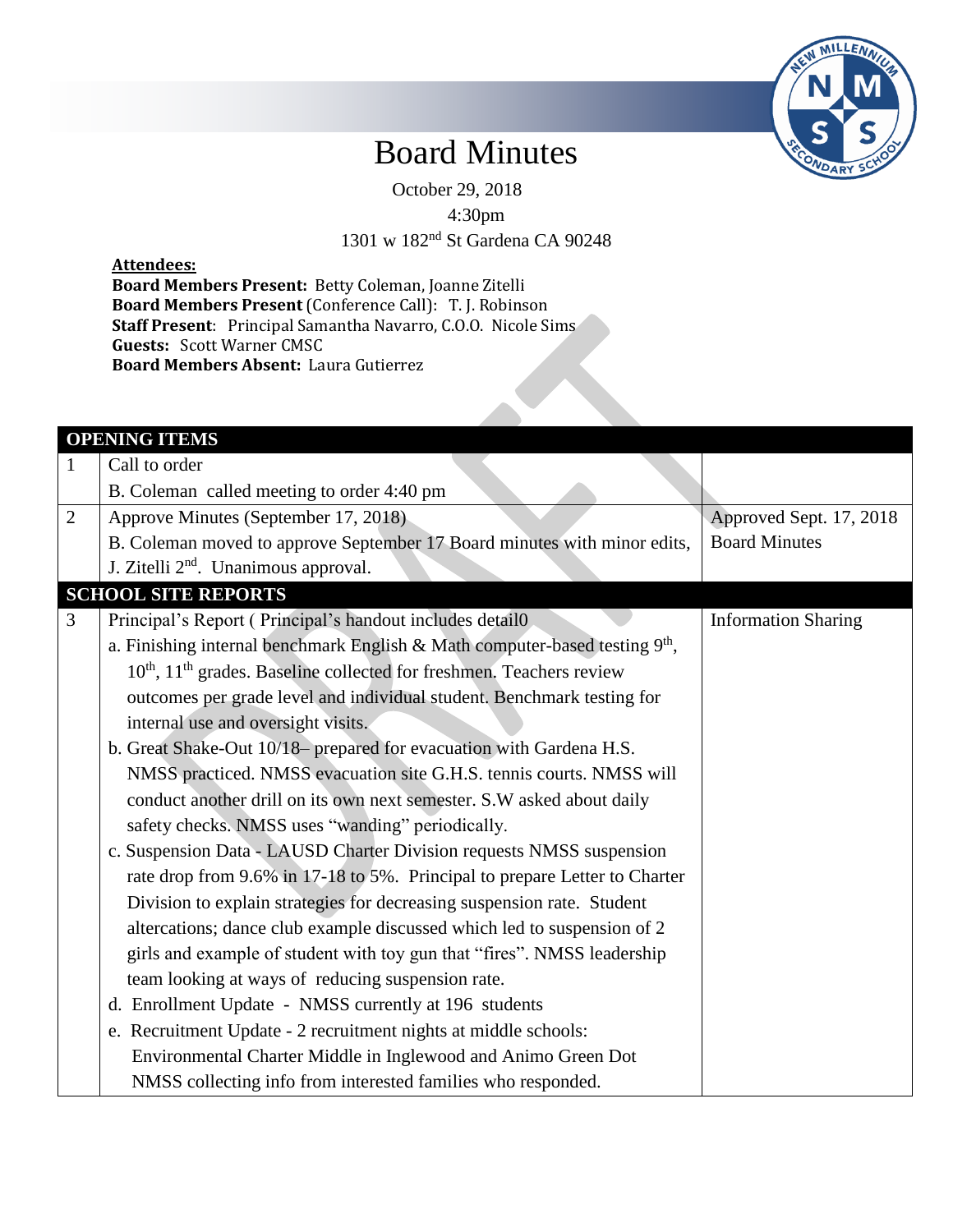# Board Minutes

October 29, 2018

4:30pm

1301 w 182nd St Gardena CA 90248

**Attendees:**

**Board Members Present:** Betty Coleman, Joanne Zitelli
**Board Members Present** (Conference Call): T. J. Robinson
**Staff Present**: Principal Samantha Navarro, C.O.O. Nicole Sims
**Guests:** Scott Warner CMSC
**Board Members Absent:** Laura Gutierrez

| **OPENING ITEMS** | | |
|---|---|---|
| 1 | Call to order<br>B. Coleman called meeting to order 4:40 pm | |
| 2 | Approve Minutes (September 17, 2018)<br>B. Coleman moved to approve September 17 Board minutes with minor edits, J. Zitelli 2nd. Unanimous approval. | Approved Sept. 17, 2018 Board Minutes |
| **SCHOOL SITE REPORTS** | | |
| 3 | Principal's Report ( Principal's handout includes detail0<br>a. Finishing internal benchmark English & Math computer-based testing 9th, 10th, 11th grades. Baseline collected for freshmen. Teachers review outcomes per grade level and individual student. Benchmark testing for internal use and oversight visits.<br>b. Great Shake-Out 10/18– prepared for evacuation with Gardena H.S. NMSS practiced. NMSS evacuation site G.H.S. tennis courts. NMSS will conduct another drill on its own next semester. S.W asked about daily safety checks. NMSS uses "wanding" periodically.<br>c. Suspension Data - LAUSD Charter Division requests NMSS suspension rate drop from 9.6% in 17-18 to 5%. Principal to prepare Letter to Charter Division to explain strategies for decreasing suspension rate. Student altercations; dance club example discussed which led to suspension of 2 girls and example of student with toy gun that "fires". NMSS leadership team looking at ways of reducing suspension rate.<br>d. Enrollment Update - NMSS currently at 196 students<br>e. Recruitment Update - 2 recruitment nights at middle schools: Environmental Charter Middle in Inglewood and Animo Green Dot NMSS collecting info from interested families who responded. | Information Sharing |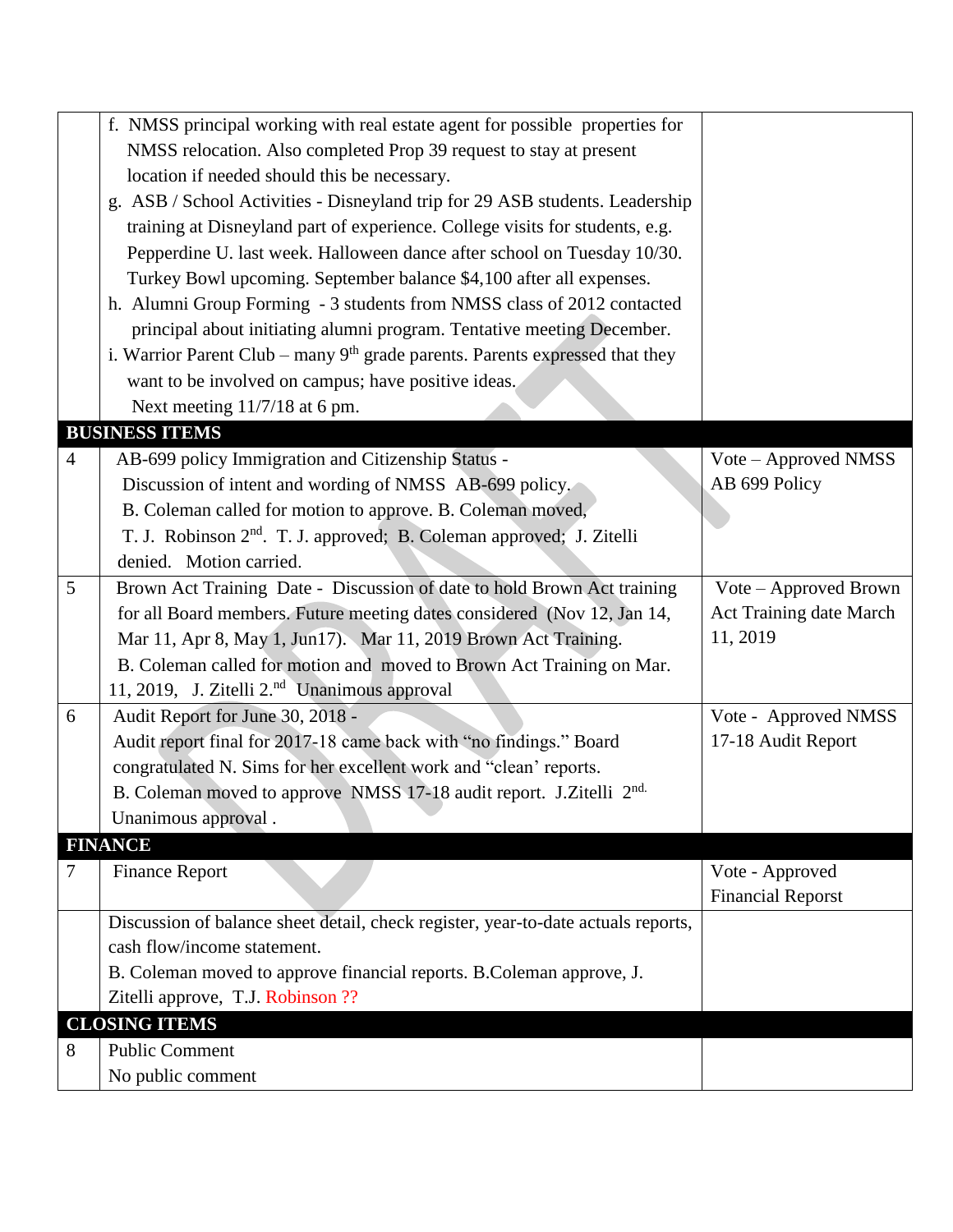| | | |
|---|---|---|
| | f. NMSS principal working with real estate agent for possible properties for NMSS relocation. Also completed Prop 39 request to stay at present location if needed should this be necessary.<br>g. ASB / School Activities - Disneyland trip for 29 ASB students. Leadership training at Disneyland part of experience. College visits for students, e.g. Pepperdine U. last week. Halloween dance after school on Tuesday 10/30. Turkey Bowl upcoming. September balance $4,100 after all expenses.<br>h. Alumni Group Forming - 3 students from NMSS class of 2012 contacted principal about initiating alumni program. Tentative meeting December.<br>i. Warrior Parent Club – many 9th grade parents. Parents expressed that they want to be involved on campus; have positive ideas.<br>Next meeting 11/7/18 at 6 pm. | |
| **BUSINESS ITEMS** | | |
| 4 | AB-699 policy Immigration and Citizenship Status -<br>Discussion of intent and wording of NMSS AB-699 policy.<br>B. Coleman called for motion to approve. B. Coleman moved, T. J. Robinson 2nd. T. J. approved; B. Coleman approved; J. Zitelli denied. Motion carried. | Vote – Approved NMSS AB 699 Policy |
| 5 | Brown Act Training Date - Discussion of date to hold Brown Act training for all Board members. Future meeting dates considered (Nov 12, Jan 14, Mar 11, Apr 8, May 1, Jun17). Mar 11, 2019 Brown Act Training.<br>B. Coleman called for motion and moved to Brown Act Training on Mar. 11, 2019, J. Zitelli 2.nd Unanimous approval | Vote – Approved Brown Act Training date March 11, 2019 |
| 6 | Audit Report for June 30, 2018 -<br>Audit report final for 2017-18 came back with "no findings." Board congratulated N. Sims for her excellent work and "clean' reports.<br>B. Coleman moved to approve NMSS 17-18 audit report. J.Zitelli 2nd.<br>Unanimous approval . | Vote - Approved NMSS 17-18 Audit Report |
| **FINANCE** | | |
| 7 | Finance Report | Vote - Approved Financial Reporst |
| | Discussion of balance sheet detail, check register, year-to-date actuals reports, cash flow/income statement.<br>B. Coleman moved to approve financial reports. B.Coleman approve, J. Zitelli approve, T.J. Robinson ?? | |
| **CLOSING ITEMS** | | |
| 8 | Public Comment<br>No public comment | |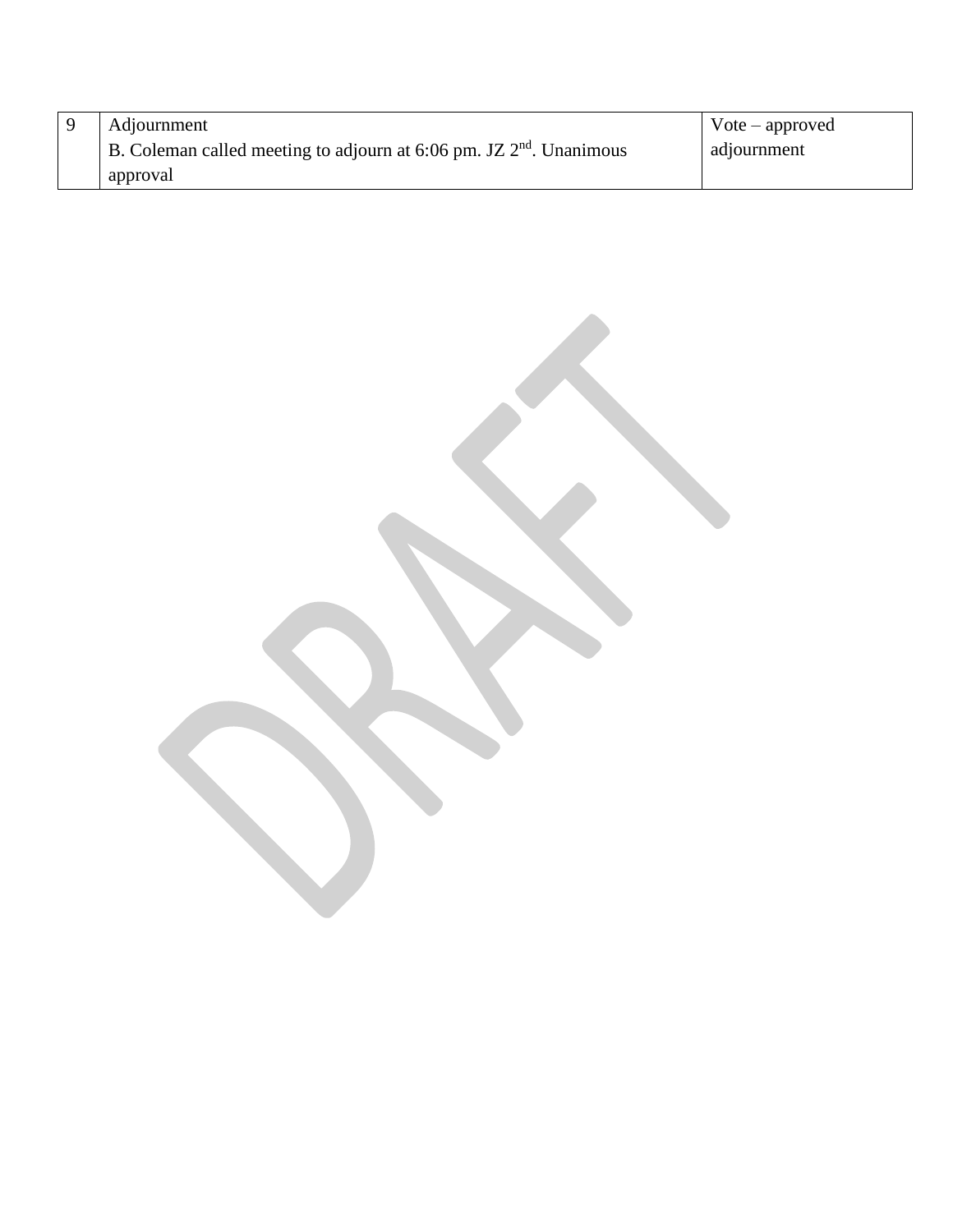| | | |
|---|---|---|
| 9 | Adjournment<br>B. Coleman called meeting to adjourn at 6:06 pm. JZ $2^{nd}$. Unanimous approval | Vote – approved adjournment |

DRAFT